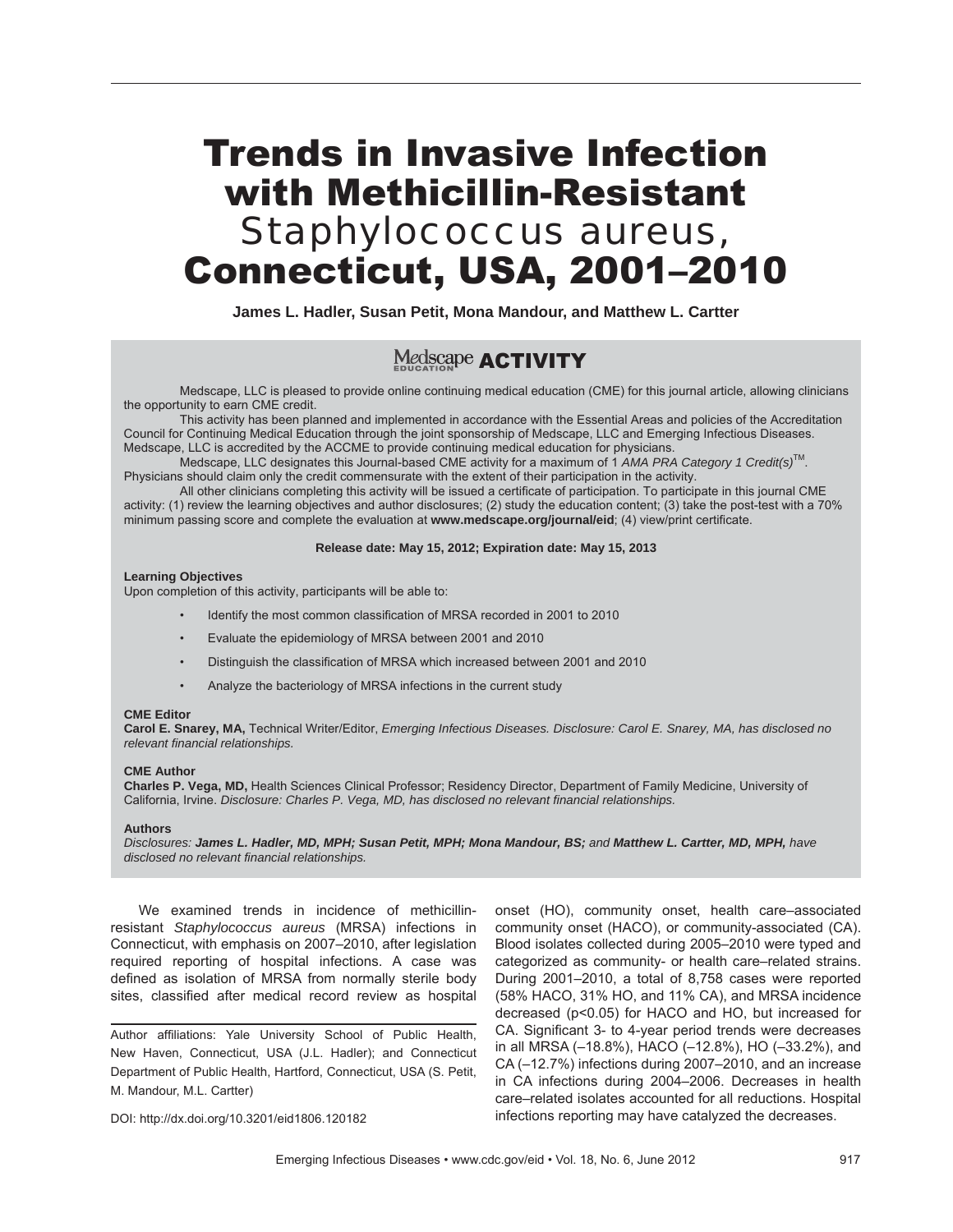# Trends in Invasive Infection with Methicillin-Resistant *Staphylococcus aureus*, Connecticut, USA, 2001–2010

**James L. Hadler, Susan Petit, Mona Mandour, and Matthew L. Cartter**

## Medscape EDUCATION ACTIVITY

Medscape, LLC is pleased to provide online continuing medical education (CME) for this journal article, allowing clinicians the opportunity to earn CME credit.

This activity has been planned and implemented in accordance with the Essential Areas and policies of the Accreditation Council for Continuing Medical Education through the joint sponsorship of Medscape, LLC and Emerging Infectious Diseases. Medscape, LLC is accredited by the ACCME to provide continuing medical education for physicians.

Medscape, LLC designates this Journal-based CME activity for a maximum of 1 *AMA PRA Category 1 Credit(s)*™. Physicians should claim only the credit commensurate with the extent of their participation in the activity.

All other clinicians completing this activity will be issued a certificate of participation. To participate in this journal CME activity: (1) review the learning objectives and author disclosures; (2) study the education content; (3) take the post-test with a 70% minimum passing score and complete the evaluation at **www.medscape.org/journal/eid**; (4) view/print certificate.

**Release date: May 15, 2012; Expiration date: May 15, 2013**

**Learning Objectives**

Upon completion of this activity, participants will be able to:

- Identify the most common classification of MRSA recorded in 2001 to 2010
- Evaluate the epidemiology of MRSA between 2001 and 2010
- Distinguish the classification of MRSA which increased between 2001 and 2010
- Analyze the bacteriology of MRSA infections in the current study

**CME Editor**

**Carol E. Snarey, MA,** Technical Writer/Editor, *Emerging Infectious Diseases. Disclosure: Carol E. Snarey, MA, has disclosed no relevant financial relationships.*

**CME Author**

**Charles P. Vega, MD,** Health Sciences Clinical Professor; Residency Director, Department of Family Medicine, University of California, Irvine. *Disclosure: Charles P. Vega, MD, has disclosed no relevant financial relationships.*

**Authors**

*Disclosures:* ***James L. Hadler, MD, MPH; Susan Petit, MPH; Mona Mandour, BS;*** *and* ***Matthew L. Cartter, MD, MPH,*** *have disclosed no relevant financial relationships.*

We examined trends in incidence of methicillin-resistant *Staphylococcus aureus* (MRSA) infections in Connecticut, with emphasis on 2007–2010, after legislation required reporting of hospital infections. A case was defined as isolation of MRSA from normally sterile body sites, classified after medical record review as hospital onset (HO), community onset, health care–associated community onset (HACO), or community-associated (CA). Blood isolates collected during 2005–2010 were typed and categorized as community- or health care–related strains. During 2001–2010, a total of 8,758 cases were reported (58% HACO, 31% HO, and 11% CA), and MRSA incidence decreased ($p<0.05$) for HACO and HO, but increased for CA. Significant 3- to 4-year period trends were decreases in all MRSA (–18.8%), HACO (–12.8%), HO (–33.2%), and CA (–12.7%) infections during 2007–2010, and an increase in CA infections during 2004–2006. Decreases in health care–related isolates accounted for all reductions. Hospital infections reporting may have catalyzed the decreases.

Author affiliations: Yale University School of Public Health, New Haven, Connecticut, USA (J.L. Hadler); and Connecticut Department of Public Health, Hartford, Connecticut, USA (S. Petit, M. Mandour, M.L. Cartter)

DOI: http://dx.doi.org/10.3201/eid1806.120182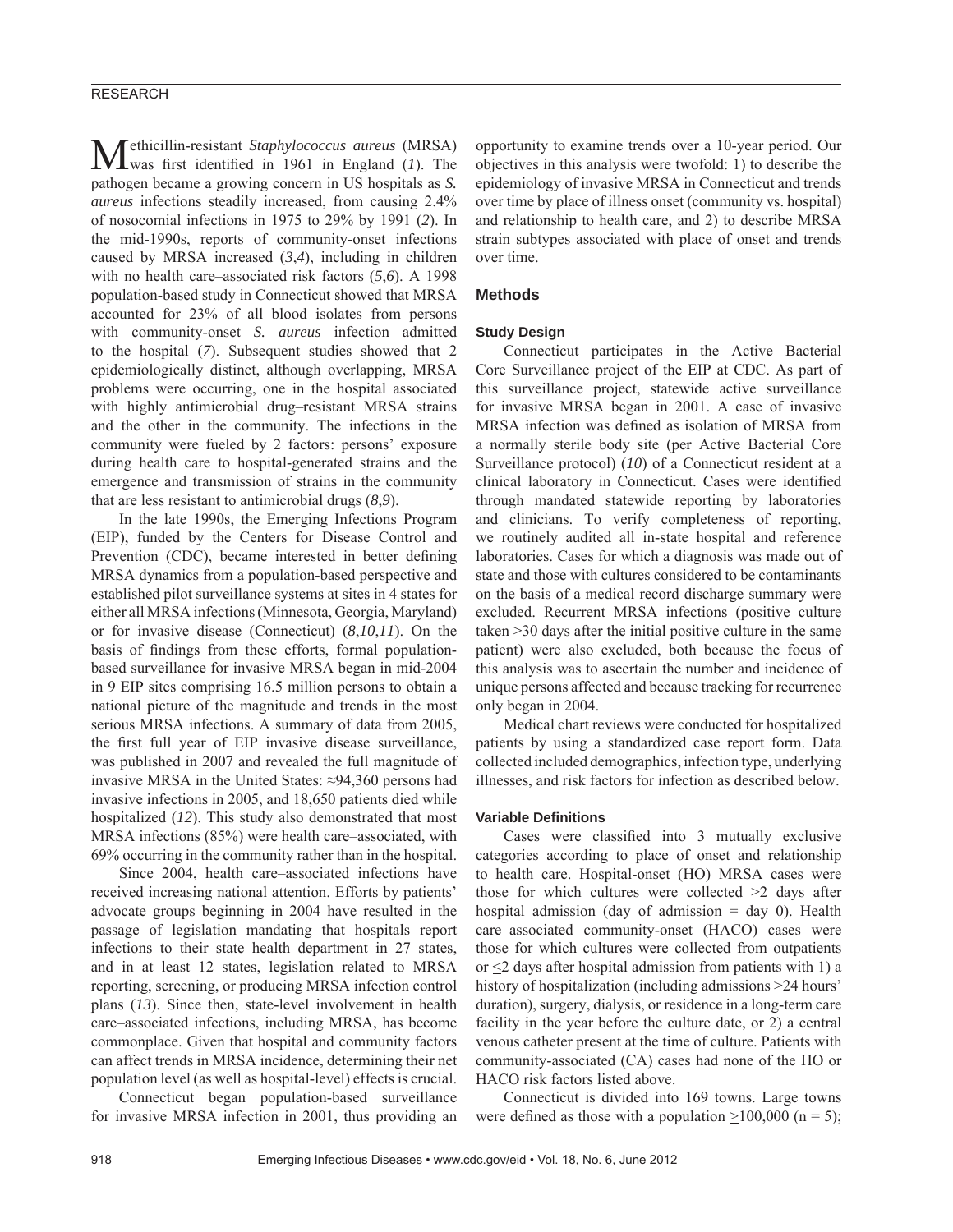Methicillin-resistant *Staphylococcus aureus* (MRSA) was first identified in 1961 in England (*1*). The pathogen became a growing concern in US hospitals as *S. aureus* infections steadily increased, from causing 2.4% of nosocomial infections in 1975 to 29% by 1991 (*2*). In the mid-1990s, reports of community-onset infections caused by MRSA increased (*3*,*4*), including in children with no health care–associated risk factors (*5*,*6*). A 1998 population-based study in Connecticut showed that MRSA accounted for 23% of all blood isolates from persons with community-onset *S. aureus* infection admitted to the hospital (*7*). Subsequent studies showed that 2 epidemiologically distinct, although overlapping, MRSA problems were occurring, one in the hospital associated with highly antimicrobial drug–resistant MRSA strains and the other in the community. The infections in the community were fueled by 2 factors: persons' exposure during health care to hospital-generated strains and the emergence and transmission of strains in the community that are less resistant to antimicrobial drugs (*8*,*9*).

In the late 1990s, the Emerging Infections Program (EIP), funded by the Centers for Disease Control and Prevention (CDC), became interested in better defining MRSA dynamics from a population-based perspective and established pilot surveillance systems at sites in 4 states for either all MRSA infections (Minnesota, Georgia, Maryland) or for invasive disease (Connecticut) (*8*,*10*,*11*). On the basis of findings from these efforts, formal population-based surveillance for invasive MRSA began in mid-2004 in 9 EIP sites comprising 16.5 million persons to obtain a national picture of the magnitude and trends in the most serious MRSA infections. A summary of data from 2005, the first full year of EIP invasive disease surveillance, was published in 2007 and revealed the full magnitude of invasive MRSA in the United States: ≈94,360 persons had invasive infections in 2005, and 18,650 patients died while hospitalized (*12*). This study also demonstrated that most MRSA infections (85%) were health care–associated, with 69% occurring in the community rather than in the hospital.

Since 2004, health care–associated infections have received increasing national attention. Efforts by patients' advocate groups beginning in 2004 have resulted in the passage of legislation mandating that hospitals report infections to their state health department in 27 states, and in at least 12 states, legislation related to MRSA reporting, screening, or producing MRSA infection control plans (*13*). Since then, state-level involvement in health care–associated infections, including MRSA, has become commonplace. Given that hospital and community factors can affect trends in MRSA incidence, determining their net population level (as well as hospital-level) effects is crucial.

Connecticut began population-based surveillance for invasive MRSA infection in 2001, thus providing an opportunity to examine trends over a 10-year period. Our objectives in this analysis were twofold: 1) to describe the epidemiology of invasive MRSA in Connecticut and trends over time by place of illness onset (community vs. hospital) and relationship to health care, and 2) to describe MRSA strain subtypes associated with place of onset and trends over time.

## Methods

### Study Design

Connecticut participates in the Active Bacterial Core Surveillance project of the EIP at CDC. As part of this surveillance project, statewide active surveillance for invasive MRSA began in 2001. A case of invasive MRSA infection was defined as isolation of MRSA from a normally sterile body site (per Active Bacterial Core Surveillance protocol) (*10*) of a Connecticut resident at a clinical laboratory in Connecticut. Cases were identified through mandated statewide reporting by laboratories and clinicians. To verify completeness of reporting, we routinely audited all in-state hospital and reference laboratories. Cases for which a diagnosis was made out of state and those with cultures considered to be contaminants on the basis of a medical record discharge summary were excluded. Recurrent MRSA infections (positive culture taken >30 days after the initial positive culture in the same patient) were also excluded, both because the focus of this analysis was to ascertain the number and incidence of unique persons affected and because tracking for recurrence only began in 2004.

Medical chart reviews were conducted for hospitalized patients by using a standardized case report form. Data collected included demographics, infection type, underlying illnesses, and risk factors for infection as described below.

### Variable Definitions

Cases were classified into 3 mutually exclusive categories according to place of onset and relationship to health care. Hospital-onset (HO) MRSA cases were those for which cultures were collected >2 days after hospital admission (day of admission = day 0). Health care–associated community-onset (HACO) cases were those for which cultures were collected from outpatients or ≤2 days after hospital admission from patients with 1) a history of hospitalization (including admissions >24 hours' duration), surgery, dialysis, or residence in a long-term care facility in the year before the culture date, or 2) a central venous catheter present at the time of culture. Patients with community-associated (CA) cases had none of the HO or HACO risk factors listed above.

Connecticut is divided into 169 towns. Large towns were defined as those with a population ≥100,000 (n = 5);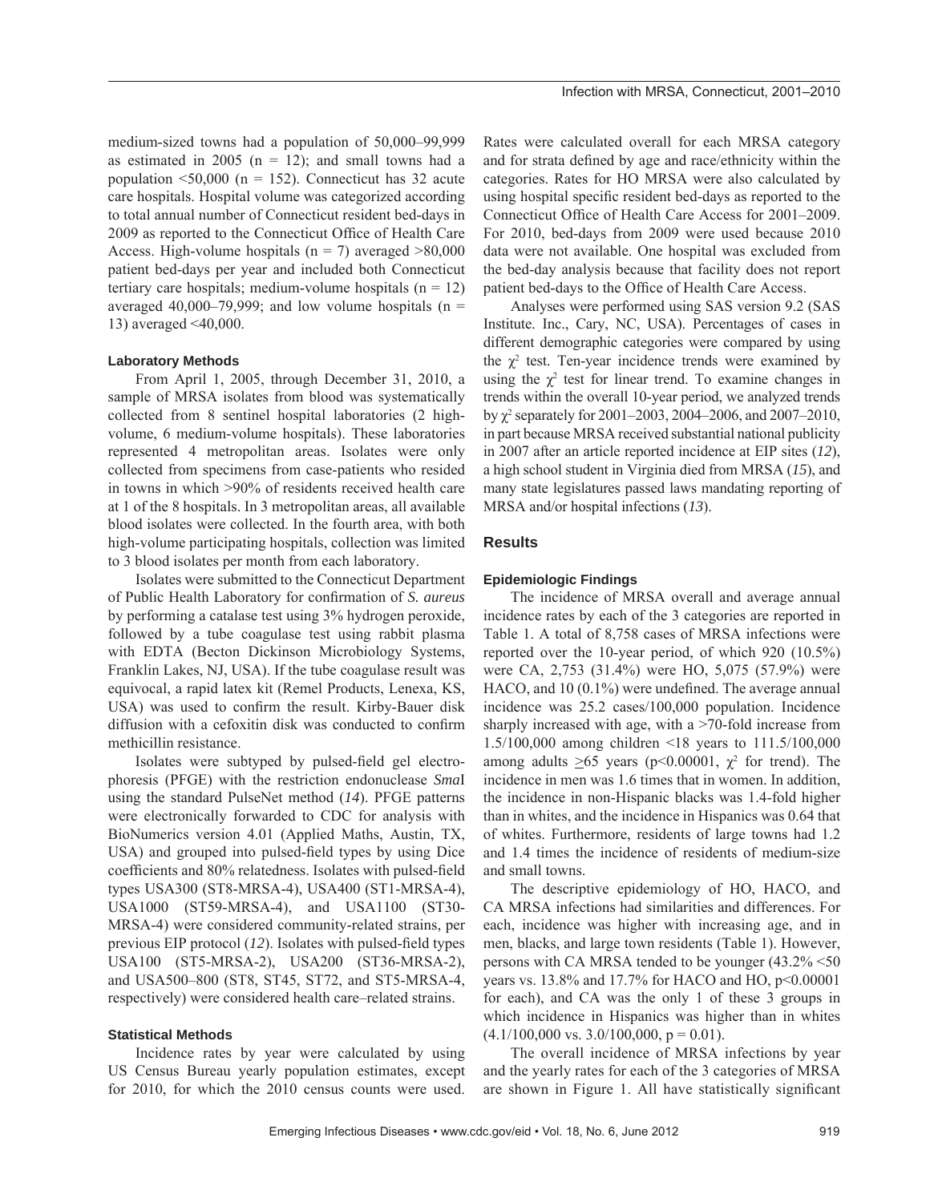medium-sized towns had a population of 50,000–99,999 as estimated in 2005 (n = 12); and small towns had a population <50,000 (n = 152). Connecticut has 32 acute care hospitals. Hospital volume was categorized according to total annual number of Connecticut resident bed-days in 2009 as reported to the Connecticut Office of Health Care Access. High-volume hospitals (n = 7) averaged >80,000 patient bed-days per year and included both Connecticut tertiary care hospitals; medium-volume hospitals (n = 12) averaged 40,000–79,999; and low volume hospitals (n = 13) averaged <40,000.

### Laboratory Methods

From April 1, 2005, through December 31, 2010, a sample of MRSA isolates from blood was systematically collected from 8 sentinel hospital laboratories (2 high-volume, 6 medium-volume hospitals). These laboratories represented 4 metropolitan areas. Isolates were only collected from specimens from case-patients who resided in towns in which >90% of residents received health care at 1 of the 8 hospitals. In 3 metropolitan areas, all available blood isolates were collected. In the fourth area, with both high-volume participating hospitals, collection was limited to 3 blood isolates per month from each laboratory.

Isolates were submitted to the Connecticut Department of Public Health Laboratory for confirmation of *S. aureus* by performing a catalase test using 3% hydrogen peroxide, followed by a tube coagulase test using rabbit plasma with EDTA (Becton Dickinson Microbiology Systems, Franklin Lakes, NJ, USA). If the tube coagulase result was equivocal, a rapid latex kit (Remel Products, Lenexa, KS, USA) was used to confirm the result. Kirby-Bauer disk diffusion with a cefoxitin disk was conducted to confirm methicillin resistance.

Isolates were subtyped by pulsed-field gel electrophoresis (PFGE) with the restriction endonuclease *Sma*I using the standard PulseNet method (*14*). PFGE patterns were electronically forwarded to CDC for analysis with BioNumerics version 4.01 (Applied Maths, Austin, TX, USA) and grouped into pulsed-field types by using Dice coefficients and 80% relatedness. Isolates with pulsed-field types USA300 (ST8-MRSA-4), USA400 (ST1-MRSA-4), USA1000 (ST59-MRSA-4), and USA1100 (ST30-MRSA-4) were considered community-related strains, per previous EIP protocol (*12*). Isolates with pulsed-field types USA100 (ST5-MRSA-2), USA200 (ST36-MRSA-2), and USA500–800 (ST8, ST45, ST72, and ST5-MRSA-4, respectively) were considered health care–related strains.

### Statistical Methods

Incidence rates by year were calculated by using US Census Bureau yearly population estimates, except for 2010, for which the 2010 census counts were used. Rates were calculated overall for each MRSA category and for strata defined by age and race/ethnicity within the categories. Rates for HO MRSA were also calculated by using hospital specific resident bed-days as reported to the Connecticut Office of Health Care Access for 2001–2009. For 2010, bed-days from 2009 were used because 2010 data were not available. One hospital was excluded from the bed-day analysis because that facility does not report patient bed-days to the Office of Health Care Access.

Analyses were performed using SAS version 9.2 (SAS Institute. Inc., Cary, NC, USA). Percentages of cases in different demographic categories were compared by using the $\chi^2$ test. Ten-year incidence trends were examined by using the $\chi^2$ test for linear trend. To examine changes in trends within the overall 10-year period, we analyzed trends by $\chi^2$ separately for 2001–2003, 2004–2006, and 2007–2010, in part because MRSA received substantial national publicity in 2007 after an article reported incidence at EIP sites (*12*), a high school student in Virginia died from MRSA (*15*), and many state legislatures passed laws mandating reporting of MRSA and/or hospital infections (*13*).

## Results

### Epidemiologic Findings

The incidence of MRSA overall and average annual incidence rates by each of the 3 categories are reported in Table 1. A total of 8,758 cases of MRSA infections were reported over the 10-year period, of which 920 (10.5%) were CA, 2,753 (31.4%) were HO, 5,075 (57.9%) were HACO, and 10 (0.1%) were undefined. The average annual incidence was 25.2 cases/100,000 population. Incidence sharply increased with age, with a >70-fold increase from 1.5/100,000 among children <18 years to 111.5/100,000 among adults $\geq$65 years ($p<0.00001$, $\chi^2$ for trend). The incidence in men was 1.6 times that in women. In addition, the incidence in non-Hispanic blacks was 1.4-fold higher than in whites, and the incidence in Hispanics was 0.64 that of whites. Furthermore, residents of large towns had 1.2 and 1.4 times the incidence of residents of medium-size and small towns.

The descriptive epidemiology of HO, HACO, and CA MRSA infections had similarities and differences. For each, incidence was higher with increasing age, and in men, blacks, and large town residents (Table 1). However, persons with CA MRSA tended to be younger (43.2% <50 years vs. 13.8% and 17.7% for HACO and HO, $p<0.00001$ for each), and CA was the only 1 of these 3 groups in which incidence in Hispanics was higher than in whites (4.1/100,000 vs. 3.0/100,000, $p = 0.01$).

The overall incidence of MRSA infections by year and the yearly rates for each of the 3 categories of MRSA are shown in Figure 1. All have statistically significant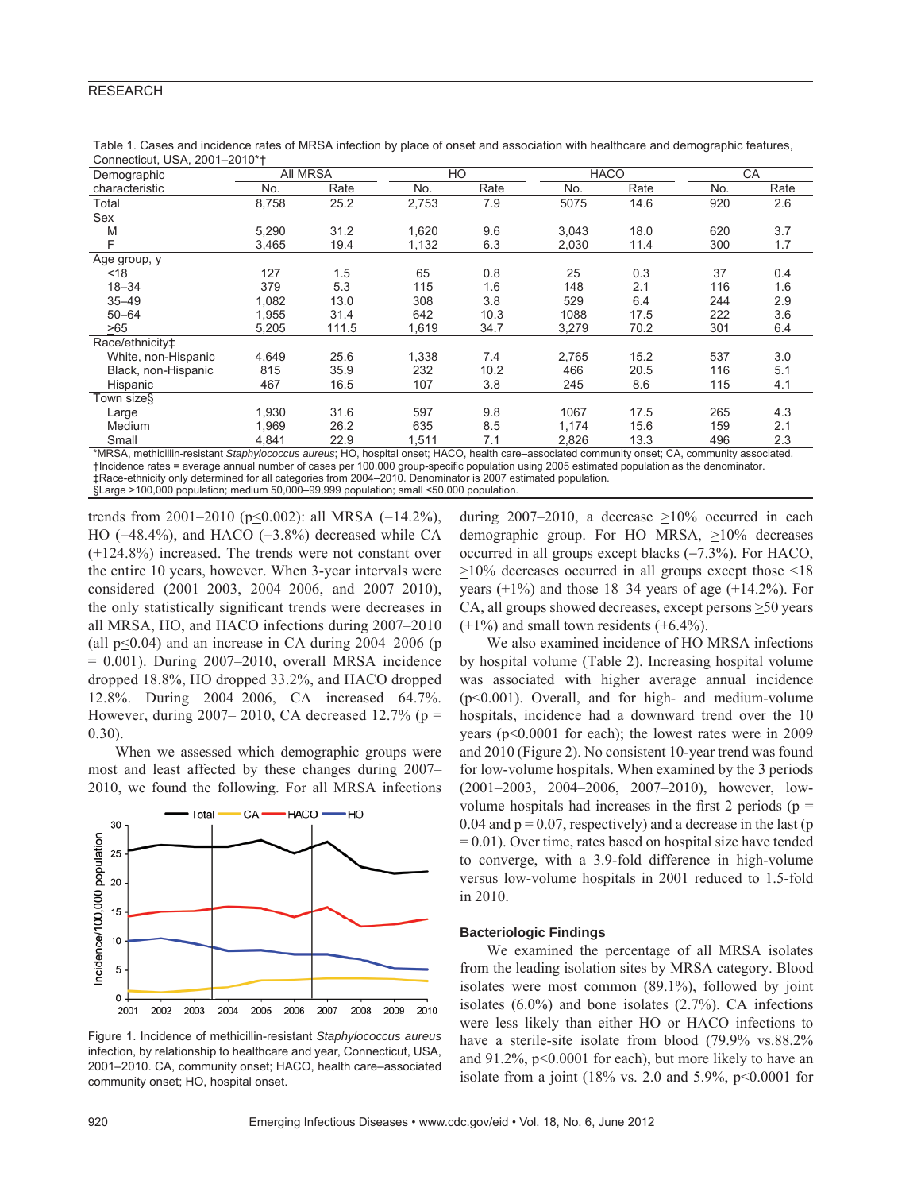Table 1. Cases and incidence rates of MRSA infection by place of onset and association with healthcare and demographic features, Connecticut, USA, 2001–2010*†

| Demographic characteristic | All MRSA | | HO | | HACO | | CA | |
|---|---|---|---|---|---|---|---|---|
| | No. | Rate | No. | Rate | No. | Rate | No. | Rate |
| Total | 8,758 | 25.2 | 2,753 | 7.9 | 5075 | 14.6 | 920 | 2.6 |
| Sex | | | | | | | | |
| M | 5,290 | 31.2 | 1,620 | 9.6 | 3,043 | 18.0 | 620 | 3.7 |
| F | 3,465 | 19.4 | 1,132 | 6.3 | 2,030 | 11.4 | 300 | 1.7 |
| Age group, y | | | | | | | | |
| <18 | 127 | 1.5 | 65 | 0.8 | 25 | 0.3 | 37 | 0.4 |
| 18–34 | 379 | 5.3 | 115 | 1.6 | 148 | 2.1 | 116 | 1.6 |
| 35–49 | 1,082 | 13.0 | 308 | 3.8 | 529 | 6.4 | 244 | 2.9 |
| 50–64 | 1,955 | 31.4 | 642 | 10.3 | 1088 | 17.5 | 222 | 3.6 |
| ≥65 | 5,205 | 111.5 | 1,619 | 34.7 | 3,279 | 70.2 | 301 | 6.4 |
| Race/ethnicity‡ | | | | | | | | |
| White, non-Hispanic | 4,649 | 25.6 | 1,338 | 7.4 | 2,765 | 15.2 | 537 | 3.0 |
| Black, non-Hispanic | 815 | 35.9 | 232 | 10.2 | 466 | 20.5 | 116 | 5.1 |
| Hispanic | 467 | 16.5 | 107 | 3.8 | 245 | 8.6 | 115 | 4.1 |
| Town size§ | | | | | | | | |
| Large | 1,930 | 31.6 | 597 | 9.8 | 1067 | 17.5 | 265 | 4.3 |
| Medium | 1,969 | 26.2 | 635 | 8.5 | 1,174 | 15.6 | 159 | 2.1 |
| Small | 4,841 | 22.9 | 1,511 | 7.1 | 2,826 | 13.3 | 496 | 2.3 |

*MRSA, methicillin-resistant *Staphylococcus aureus*; HO, hospital onset; HACO, health care–associated community onset; CA, community associated.
†Incidence rates = average annual number of cases per 100,000 group-specific population using 2005 estimated population as the denominator.
‡Race-ethnicity only determined for all categories from 2004–2010. Denominator is 2007 estimated population.
§Large >100,000 population; medium 50,000–99,999 population; small <50,000 population.

trends from 2001–2010 ($p \leq 0.002$): all MRSA (−14.2%), HO (−48.4%), and HACO (−3.8%) decreased while CA (+124.8%) increased. The trends were not constant over the entire 10 years, however. When 3-year intervals were considered (2001–2003, 2004–2006, and 2007–2010), the only statistically significant trends were decreases in all MRSA, HO, and HACO infections during 2007–2010 (all $p \leq 0.04$) and an increase in CA during 2004–2006 ($p = 0.001$). During 2007–2010, overall MRSA incidence dropped 18.8%, HO dropped 33.2%, and HACO dropped 12.8%. During 2004–2006, CA increased 64.7%. However, during 2007– 2010, CA decreased 12.7% ($p = 0.30$).

When we assessed which demographic groups were most and least affected by these changes during 2007–2010, we found the following. For all MRSA infections during 2007–2010, a decrease ≥10% occurred in each demographic group. For HO MRSA, ≥10% decreases occurred in all groups except blacks (−7.3%). For HACO, ≥10% decreases occurred in all groups except those <18 years (+1%) and those 18–34 years of age (+14.2%). For CA, all groups showed decreases, except persons ≥50 years (+1%) and small town residents (+6.4%).

Figure 1. Incidence of methicillin-resistant *Staphylococcus aureus* infection, by relationship to healthcare and year, Connecticut, USA, 2001–2010. CA, community onset; HACO, health care–associated community onset; HO, hospital onset.

We also examined incidence of HO MRSA infections by hospital volume (Table 2). Increasing hospital volume was associated with higher average annual incidence ($p < 0.001$). Overall, and for high- and medium-volume hospitals, incidence had a downward trend over the 10 years ($p < 0.0001$ for each); the lowest rates were in 2009 and 2010 (Figure 2). No consistent 10-year trend was found for low-volume hospitals. When examined by the 3 periods (2001–2003, 2004–2006, 2007–2010), however, low-volume hospitals had increases in the first 2 periods ($p = 0.04$ and $p = 0.07$, respectively) and a decrease in the last ($p = 0.01$). Over time, rates based on hospital size have tended to converge, with a 3.9-fold difference in high-volume versus low-volume hospitals in 2001 reduced to 1.5-fold in 2010.

### Bacteriologic Findings

We examined the percentage of all MRSA isolates from the leading isolation sites by MRSA category. Blood isolates were most common (89.1%), followed by joint isolates (6.0%) and bone isolates (2.7%). CA infections were less likely than either HO or HACO infections to have a sterile-site isolate from blood (79.9% vs.88.2% and 91.2%, $p < 0.0001$ for each), but more likely to have an isolate from a joint (18% vs. 2.0 and 5.9%, $p < 0.0001$ for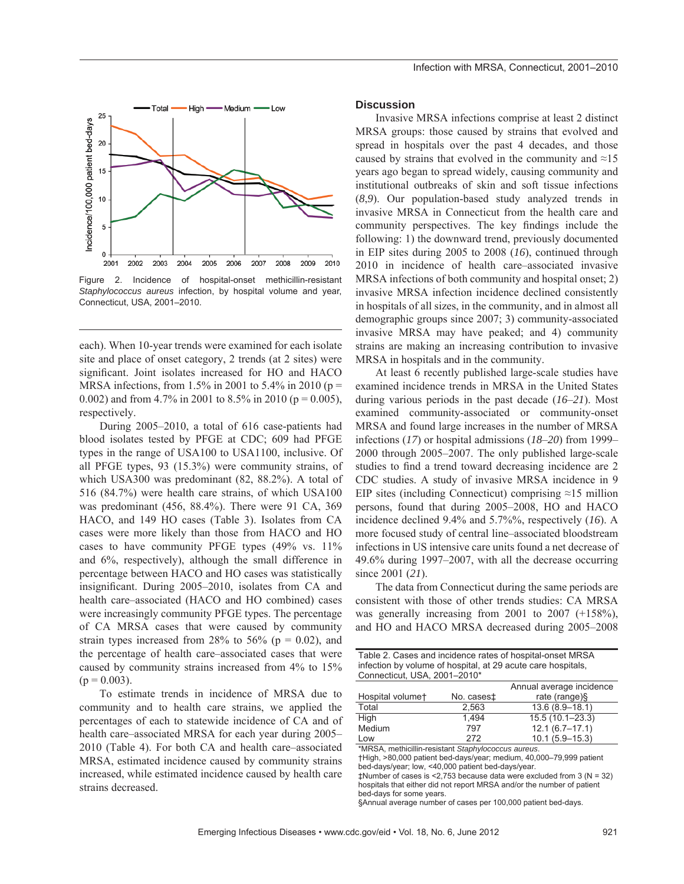Figure 2. Incidence of hospital-onset methicillin-resistant *Staphylococcus aureus* infection, by hospital volume and year, Connecticut, USA, 2001–2010.

each). When 10-year trends were examined for each isolate site and place of onset category, 2 trends (at 2 sites) were significant. Joint isolates increased for HO and HACO MRSA infections, from 1.5% in 2001 to 5.4% in 2010 ($p = 0.002$) and from 4.7% in 2001 to 8.5% in 2010 ($p = 0.005$), respectively.

During 2005–2010, a total of 616 case-patients had blood isolates tested by PFGE at CDC; 609 had PFGE types in the range of USA100 to USA1100, inclusive. Of all PFGE types, 93 (15.3%) were community strains, of which USA300 was predominant (82, 88.2%). A total of 516 (84.7%) were health care strains, of which USA100 was predominant (456, 88.4%). There were 91 CA, 369 HACO, and 149 HO cases (Table 3). Isolates from CA cases were more likely than those from HACO and HO cases to have community PFGE types (49% vs. 11% and 6%, respectively), although the small difference in percentage between HACO and HO cases was statistically insignificant. During 2005–2010, isolates from CA and health care–associated (HACO and HO combined) cases were increasingly community PFGE types. The percentage of CA MRSA cases that were caused by community strain types increased from 28% to 56% ($p = 0.02$), and the percentage of health care–associated cases that were caused by community strains increased from 4% to 15% ($p = 0.003$).

To estimate trends in incidence of MRSA due to community and to health care strains, we applied the percentages of each to statewide incidence of CA and of health care–associated MRSA for each year during 2005–2010 (Table 4). For both CA and health care–associated MRSA, estimated incidence caused by community strains increased, while estimated incidence caused by health care strains decreased.

## Discussion

Invasive MRSA infections comprise at least 2 distinct MRSA groups: those caused by strains that evolved and spread in hospitals over the past 4 decades, and those caused by strains that evolved in the community and ≈15 years ago began to spread widely, causing community and institutional outbreaks of skin and soft tissue infections (*8*,*9*). Our population-based study analyzed trends in invasive MRSA in Connecticut from the health care and community perspectives. The key findings include the following: 1) the downward trend, previously documented in EIP sites during 2005 to 2008 (*16*), continued through 2010 in incidence of health care–associated invasive MRSA infections of both community and hospital onset; 2) invasive MRSA infection incidence declined consistently in hospitals of all sizes, in the community, and in almost all demographic groups since 2007; 3) community-associated invasive MRSA may have peaked; and 4) community strains are making an increasing contribution to invasive MRSA in hospitals and in the community.

At least 6 recently published large-scale studies have examined incidence trends in MRSA in the United States during various periods in the past decade (*16*–*21*). Most examined community-associated or community-onset MRSA and found large increases in the number of MRSA infections (*17*) or hospital admissions (*18*–*20*) from 1999–2000 through 2005–2007. The only published large-scale studies to find a trend toward decreasing incidence are 2 CDC studies. A study of invasive MRSA incidence in 9 EIP sites (including Connecticut) comprising ≈15 million persons, found that during 2005–2008, HO and HACO incidence declined 9.4% and 5.7%%, respectively (*16*). A more focused study of central line–associated bloodstream infections in US intensive care units found a net decrease of 49.6% during 1997–2007, with all the decrease occurring since 2001 (*21*).

The data from Connecticut during the same periods are consistent with those of other trends studies: CA MRSA was generally increasing from 2001 to 2007 (+158%), and HO and HACO MRSA decreased during 2005–2008

Table 2. Cases and incidence rates of hospital-onset MRSA infection by volume of hospital, at 29 acute care hospitals, Connecticut, USA, 2001–2010*

| Hospital volume† | No. cases‡ | Annual average incidence rate (range)§ |
|---|---|---|
| Total | 2,563 | 13.6 (8.9–18.1) |
| High | 1,494 | 15.5 (10.1–23.3) |
| Medium | 797 | 12.1 (6.7–17.1) |
| Low | 272 | 10.1 (5.9–15.3) |

*MRSA, methicillin-resistant *Staphylococcus aureus*.
†High, >80,000 patient bed-days/year; medium, 40,000–79,999 patient bed-days/year; low, <40,000 patient bed-days/year.
‡Number of cases is <2,753 because data were excluded from 3 (N = 32) hospitals that either did not report MRSA and/or the number of patient bed-days for some years.
§Annual average number of cases per 100,000 patient bed-days.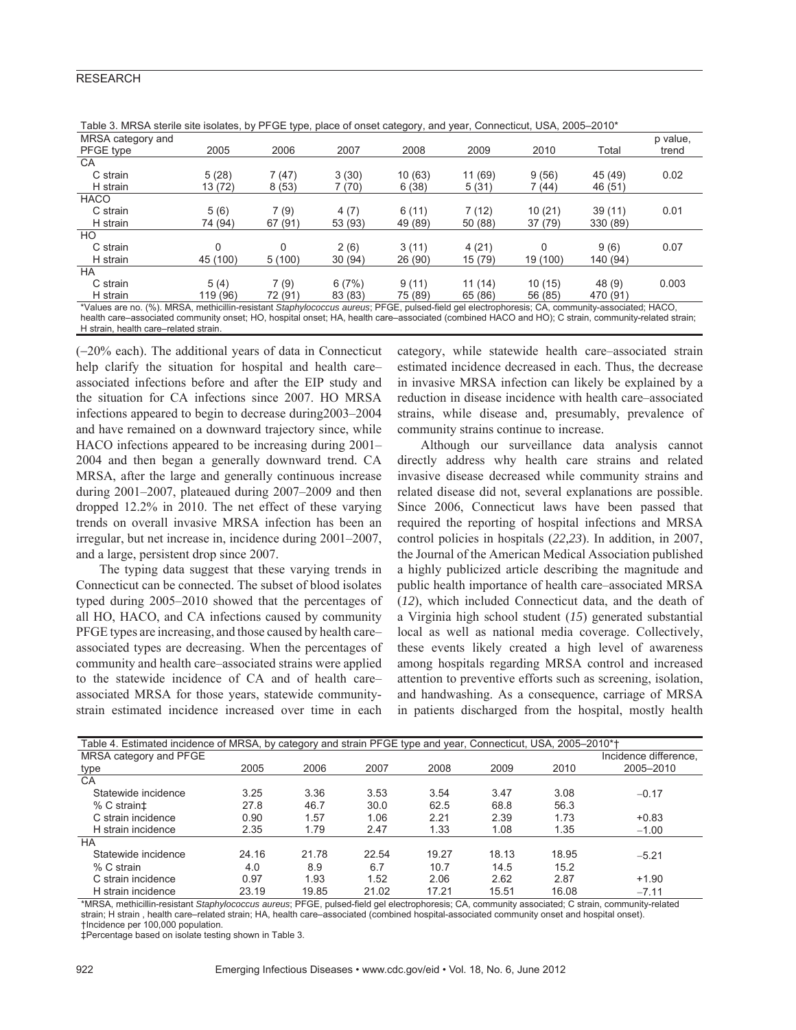Table 3. MRSA sterile site isolates, by PFGE type, place of onset category, and year, Connecticut, USA, 2005–2010*

| MRSA category and PFGE type | 2005 | 2006 | 2007 | 2008 | 2009 | 2010 | Total | p value, trend |
|---|---|---|---|---|---|---|---|---|
| CA | | | | | | | | |
| C strain | 5 (28) | 7 (47) | 3 (30) | 10 (63) | 11 (69) | 9 (56) | 45 (49) | 0.02 |
| H strain | 13 (72) | 8 (53) | 7 (70) | 6 (38) | 5 (31) | 7 (44) | 46 (51) | |
| HACO | | | | | | | | |
| C strain | 5 (6) | 7 (9) | 4 (7) | 6 (11) | 7 (12) | 10 (21) | 39 (11) | 0.01 |
| H strain | 74 (94) | 67 (91) | 53 (93) | 49 (89) | 50 (88) | 37 (79) | 330 (89) | |
| HO | | | | | | | | |
| C strain | 0 | 0 | 2 (6) | 3 (11) | 4 (21) | 0 | 9 (6) | 0.07 |
| H strain | 45 (100) | 5 (100) | 30 (94) | 26 (90) | 15 (79) | 19 (100) | 140 (94) | |
| HA | | | | | | | | |
| C strain | 5 (4) | 7 (9) | 6 (7%) | 9 (11) | 11 (14) | 10 (15) | 48 (9) | 0.003 |
| H strain | 119 (96) | 72 (91) | 83 (83) | 75 (89) | 65 (86) | 56 (85) | 470 (91) | |

*Values are no. (%). MRSA, methicillin-resistant *Staphylococcus aureus*; PFGE, pulsed-field gel electrophoresis; CA, community-associated; HACO, health care–associated community onset; HO, hospital onset; HA, health care–associated (combined HACO and HO); C strain, community-related strain; H strain, health care–related strain.

(–20% each). The additional years of data in Connecticut help clarify the situation for hospital and health care–associated infections before and after the EIP study and the situation for CA infections since 2007. HO MRSA infections appeared to begin to decrease during2003–2004 and have remained on a downward trajectory since, while HACO infections appeared to be increasing during 2001–2004 and then began a generally downward trend. CA MRSA, after the large and generally continuous increase during 2001–2007, plateaued during 2007–2009 and then dropped 12.2% in 2010. The net effect of these varying trends on overall invasive MRSA infection has been an irregular, but net increase in, incidence during 2001–2007, and a large, persistent drop since 2007.

The typing data suggest that these varying trends in Connecticut can be connected. The subset of blood isolates typed during 2005–2010 showed that the percentages of all HO, HACO, and CA infections caused by community PFGE types are increasing, and those caused by health care–associated types are decreasing. When the percentages of community and health care–associated strains were applied to the statewide incidence of CA and of health care–associated MRSA for those years, statewide community-strain estimated incidence increased over time in each category, while statewide health care–associated strain estimated incidence decreased in each. Thus, the decrease in invasive MRSA infection can likely be explained by a reduction in disease incidence with health care–associated strains, while disease and, presumably, prevalence of community strains continue to increase.

Although our surveillance data analysis cannot directly address why health care strains and related invasive disease decreased while community strains and related disease did not, several explanations are possible. Since 2006, Connecticut laws have been passed that required the reporting of hospital infections and MRSA control policies in hospitals (*22*,*23*). In addition, in 2007, the Journal of the American Medical Association published a highly publicized article describing the magnitude and public health importance of health care–associated MRSA (*12*), which included Connecticut data, and the death of a Virginia high school student (*15*) generated substantial local as well as national media coverage. Collectively, these events likely created a high level of awareness among hospitals regarding MRSA control and increased attention to preventive efforts such as screening, isolation, and handwashing. As a consequence, carriage of MRSA in patients discharged from the hospital, mostly health

Table 4. Estimated incidence of MRSA, by category and strain PFGE type and year, Connecticut, USA, 2005–2010*†

| MRSA category and PFGE type | 2005 | 2006 | 2007 | 2008 | 2009 | 2010 | Incidence difference, 2005–2010 |
|---|---|---|---|---|---|---|---|
| CA | | | | | | | |
| Statewide incidence | 3.25 | 3.36 | 3.53 | 3.54 | 3.47 | 3.08 | −0.17 |
| % C strain‡ | 27.8 | 46.7 | 30.0 | 62.5 | 68.8 | 56.3 | |
| C strain incidence | 0.90 | 1.57 | 1.06 | 2.21 | 2.39 | 1.73 | +0.83 |
| H strain incidence | 2.35 | 1.79 | 2.47 | 1.33 | 1.08 | 1.35 | −1.00 |
| HA | | | | | | | |
| Statewide incidence | 24.16 | 21.78 | 22.54 | 19.27 | 18.13 | 18.95 | −5.21 |
| % C strain | 4.0 | 8.9 | 6.7 | 10.7 | 14.5 | 15.2 | |
| C strain incidence | 0.97 | 1.93 | 1.52 | 2.06 | 2.62 | 2.87 | +1.90 |
| H strain incidence | 23.19 | 19.85 | 21.02 | 17.21 | 15.51 | 16.08 | −7.11 |

*MRSA, methicillin-resistant *Staphylococcus aureus*; PFGE, pulsed-field gel electrophoresis; CA, community associated; C strain, community-related strain; H strain , health care–related strain; HA, health care–associated (combined hospital-associated community onset and hospital onset).
†Incidence per 100,000 population.
‡Percentage based on isolate testing shown in Table 3.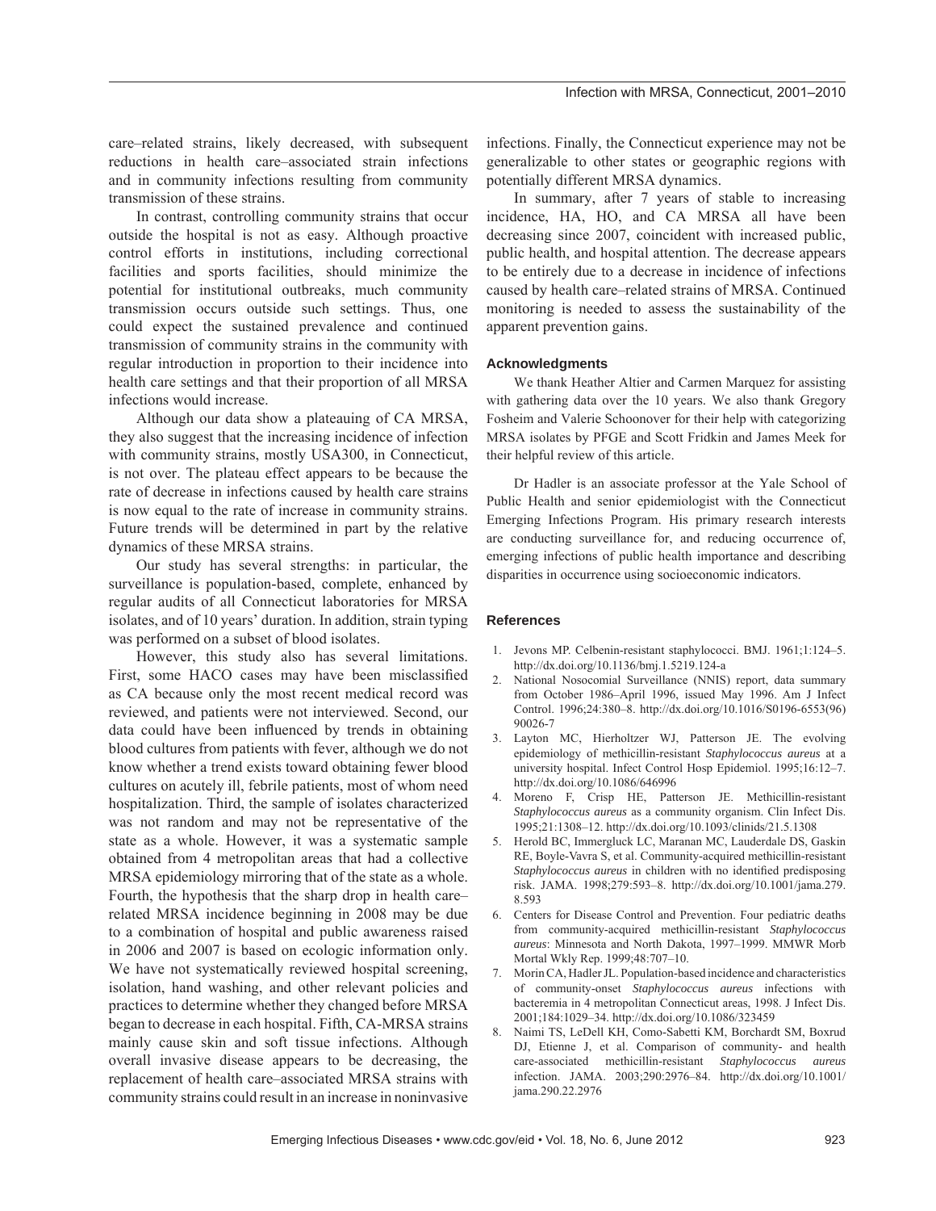care–related strains, likely decreased, with subsequent reductions in health care–associated strain infections and in community infections resulting from community transmission of these strains.

In contrast, controlling community strains that occur outside the hospital is not as easy. Although proactive control efforts in institutions, including correctional facilities and sports facilities, should minimize the potential for institutional outbreaks, much community transmission occurs outside such settings. Thus, one could expect the sustained prevalence and continued transmission of community strains in the community with regular introduction in proportion to their incidence into health care settings and that their proportion of all MRSA infections would increase.

Although our data show a plateauing of CA MRSA, they also suggest that the increasing incidence of infection with community strains, mostly USA300, in Connecticut, is not over. The plateau effect appears to be because the rate of decrease in infections caused by health care strains is now equal to the rate of increase in community strains. Future trends will be determined in part by the relative dynamics of these MRSA strains.

Our study has several strengths: in particular, the surveillance is population-based, complete, enhanced by regular audits of all Connecticut laboratories for MRSA isolates, and of 10 years' duration. In addition, strain typing was performed on a subset of blood isolates.

However, this study also has several limitations. First, some HACO cases may have been misclassified as CA because only the most recent medical record was reviewed, and patients were not interviewed. Second, our data could have been influenced by trends in obtaining blood cultures from patients with fever, although we do not know whether a trend exists toward obtaining fewer blood cultures on acutely ill, febrile patients, most of whom need hospitalization. Third, the sample of isolates characterized was not random and may not be representative of the state as a whole. However, it was a systematic sample obtained from 4 metropolitan areas that had a collective MRSA epidemiology mirroring that of the state as a whole. Fourth, the hypothesis that the sharp drop in health care–related MRSA incidence beginning in 2008 may be due to a combination of hospital and public awareness raised in 2006 and 2007 is based on ecologic information only. We have not systematically reviewed hospital screening, isolation, hand washing, and other relevant policies and practices to determine whether they changed before MRSA began to decrease in each hospital. Fifth, CA-MRSA strains mainly cause skin and soft tissue infections. Although overall invasive disease appears to be decreasing, the replacement of health care–associated MRSA strains with community strains could result in an increase in noninvasive infections. Finally, the Connecticut experience may not be generalizable to other states or geographic regions with potentially different MRSA dynamics.

In summary, after 7 years of stable to increasing incidence, HA, HO, and CA MRSA all have been decreasing since 2007, coincident with increased public, public health, and hospital attention. The decrease appears to be entirely due to a decrease in incidence of infections caused by health care–related strains of MRSA. Continued monitoring is needed to assess the sustainability of the apparent prevention gains.

### Acknowledgments

We thank Heather Altier and Carmen Marquez for assisting with gathering data over the 10 years. We also thank Gregory Fosheim and Valerie Schoonover for their help with categorizing MRSA isolates by PFGE and Scott Fridkin and James Meek for their helpful review of this article.

Dr Hadler is an associate professor at the Yale School of Public Health and senior epidemiologist with the Connecticut Emerging Infections Program. His primary research interests are conducting surveillance for, and reducing occurrence of, emerging infections of public health importance and describing disparities in occurrence using socioeconomic indicators.

### References

1. Jevons MP. Celbenin-resistant staphylococci. BMJ. 1961;1:124–5. http://dx.doi.org/10.1136/bmj.1.5219.124-a
2. National Nosocomial Surveillance (NNIS) report, data summary from October 1986–April 1996, issued May 1996. Am J Infect Control. 1996;24:380–8. http://dx.doi.org/10.1016/S0196-6553(96)90026-7
3. Layton MC, Hierholtzer WJ, Patterson JE. The evolving epidemiology of methicillin-resistant *Staphylococcus aureus* at a university hospital. Infect Control Hosp Epidemiol. 1995;16:12–7. http://dx.doi.org/10.1086/646996
4. Moreno F, Crisp HE, Patterson JE. Methicillin-resistant *Staphylococcus aureus* as a community organism. Clin Infect Dis. 1995;21:1308–12. http://dx.doi.org/10.1093/clinids/21.5.1308
5. Herold BC, Immergluck LC, Maranan MC, Lauderdale DS, Gaskin RE, Boyle-Vavra S, et al. Community-acquired methicillin-resistant *Staphylococcus aureus* in children with no identified predisposing risk. JAMA. 1998;279:593–8. http://dx.doi.org/10.1001/jama.279.8.593
6. Centers for Disease Control and Prevention. Four pediatric deaths from community-acquired methicillin-resistant *Staphylococcus aureus*: Minnesota and North Dakota, 1997–1999. MMWR Morb Mortal Wkly Rep. 1999;48:707–10.
7. Morin CA, Hadler JL. Population-based incidence and characteristics of community-onset *Staphylococcus aureus* infections with bacteremia in 4 metropolitan Connecticut areas, 1998. J Infect Dis. 2001;184:1029–34. http://dx.doi.org/10.1086/323459
8. Naimi TS, LeDell KH, Como-Sabetti KM, Borchardt SM, Boxrud DJ, Etienne J, et al. Comparison of community- and health care-associated methicillin-resistant *Staphylococcus aureus* infection. JAMA. 2003;290:2976–84. http://dx.doi.org/10.1001/jama.290.22.2976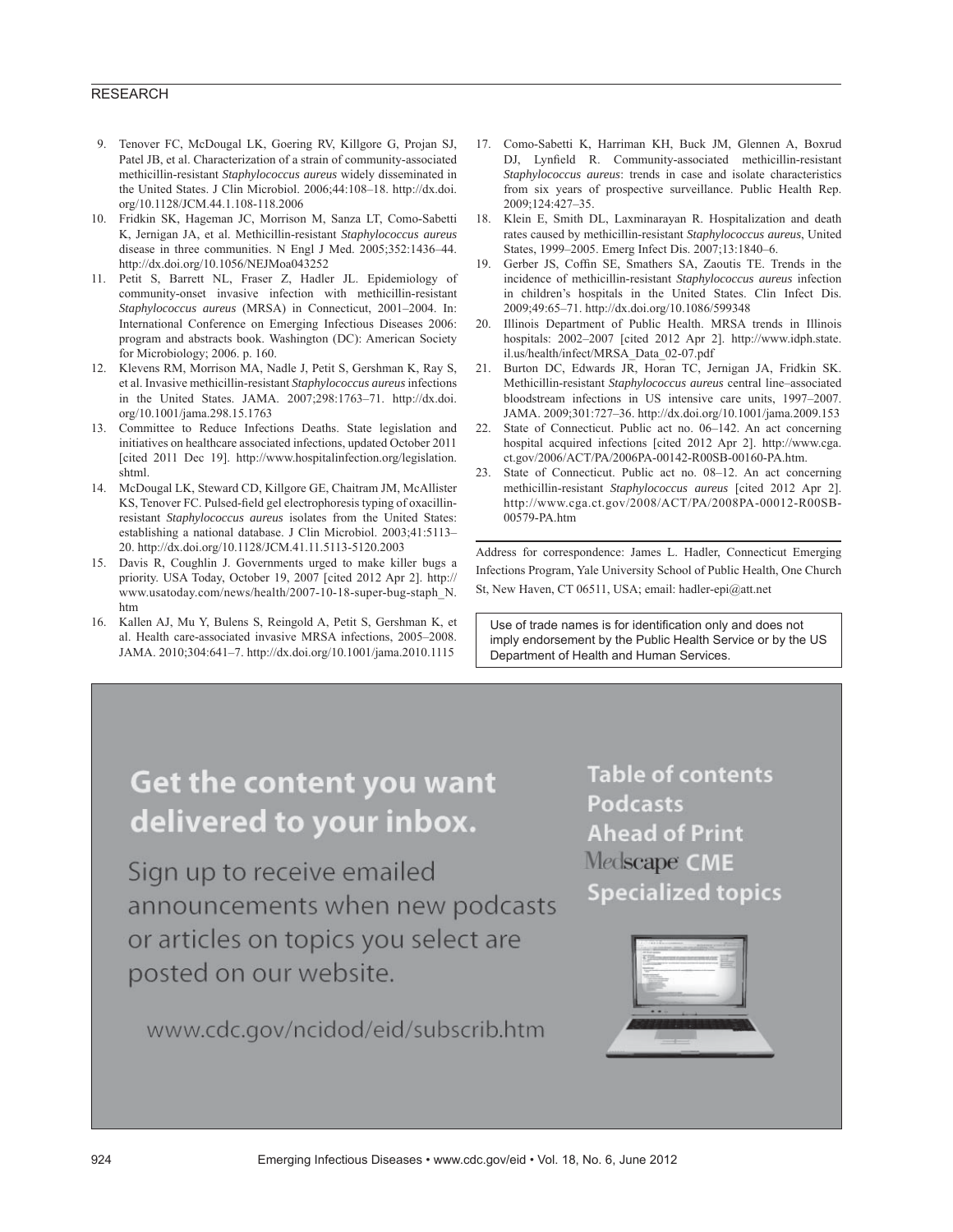9. Tenover FC, McDougal LK, Goering RV, Killgore G, Projan SJ, Patel JB, et al. Characterization of a strain of community-associated methicillin-resistant *Staphylococcus aureus* widely disseminated in the United States. J Clin Microbiol. 2006;44:108–18. http://dx.doi.org/10.1128/JCM.44.1.108-118.2006
10. Fridkin SK, Hageman JC, Morrison M, Sanza LT, Como-Sabetti K, Jernigan JA, et al. Methicillin-resistant *Staphylococcus aureus* disease in three communities. N Engl J Med. 2005;352:1436–44. http://dx.doi.org/10.1056/NEJMoa043252
11. Petit S, Barrett NL, Fraser Z, Hadler JL. Epidemiology of community-onset invasive infection with methicillin-resistant *Staphylococcus aureus* (MRSA) in Connecticut, 2001–2004. In: International Conference on Emerging Infectious Diseases 2006: program and abstracts book. Washington (DC): American Society for Microbiology; 2006. p. 160.
12. Klevens RM, Morrison MA, Nadle J, Petit S, Gershman K, Ray S, et al. Invasive methicillin-resistant *Staphylococcus aureus* infections in the United States. JAMA. 2007;298:1763–71. http://dx.doi.org/10.1001/jama.298.15.1763
13. Committee to Reduce Infections Deaths. State legislation and initiatives on healthcare associated infections, updated October 2011 [cited 2011 Dec 19]. http://www.hospitalinfection.org/legislation.shtml.
14. McDougal LK, Steward CD, Killgore GE, Chaitram JM, McAllister KS, Tenover FC. Pulsed-field gel electrophoresis typing of oxacillin-resistant *Staphylococcus aureus* isolates from the United States: establishing a national database. J Clin Microbiol. 2003;41:5113–20. http://dx.doi.org/10.1128/JCM.41.11.5113-5120.2003
15. Davis R, Coughlin J. Governments urged to make killer bugs a priority. USA Today, October 19, 2007 [cited 2012 Apr 2]. http://www.usatoday.com/news/health/2007-10-18-super-bug-staph_N.htm
16. Kallen AJ, Mu Y, Bulens S, Reingold A, Petit S, Gershman K, et al. Health care-associated invasive MRSA infections, 2005–2008. JAMA. 2010;304:641–7. http://dx.doi.org/10.1001/jama.2010.1115
17. Como-Sabetti K, Harriman KH, Buck JM, Glennen A, Boxrud DJ, Lynfield R. Community-associated methicillin-resistant *Staphylococcus aureus*: trends in case and isolate characteristics from six years of prospective surveillance. Public Health Rep. 2009;124:427–35.
18. Klein E, Smith DL, Laxminarayan R. Hospitalization and death rates caused by methicillin-resistant *Staphylococcus aureus*, United States, 1999–2005. Emerg Infect Dis. 2007;13:1840–6.
19. Gerber JS, Coffin SE, Smathers SA, Zaoutis TE. Trends in the incidence of methicillin-resistant *Staphylococcus aureus* infection in children's hospitals in the United States. Clin Infect Dis. 2009;49:65–71. http://dx.doi.org/10.1086/599348
20. Illinois Department of Public Health. MRSA trends in Illinois hospitals: 2002–2007 [cited 2012 Apr 2]. http://www.idph.state.il.us/health/infect/MRSA_Data_02-07.pdf
21. Burton DC, Edwards JR, Horan TC, Jernigan JA, Fridkin SK. Methicillin-resistant *Staphylococcus aureus* central line–associated bloodstream infections in US intensive care units, 1997–2007. JAMA. 2009;301:727–36. http://dx.doi.org/10.1001/jama.2009.153
22. State of Connecticut. Public act no. 06–142. An act concerning hospital acquired infections [cited 2012 Apr 2]. http://www.cga.ct.gov/2006/ACT/PA/2006PA-00142-R00SB-00160-PA.htm.
23. State of Connecticut. Public act no. 08–12. An act concerning methicillin-resistant *Staphylococcus aureus* [cited 2012 Apr 2]. http://www.cga.ct.gov/2008/ACT/PA/2008PA-00012-R00SB-00579-PA.htm

Address for correspondence: James L. Hadler, Connecticut Emerging Infections Program, Yale University School of Public Health, One Church St, New Haven, CT 06511, USA; email: hadler-epi@att.net

Use of trade names is for identification only and does not imply endorsement by the Public Health Service or by the US Department of Health and Human Services.

**Get the content you want delivered to your inbox.**

Sign up to receive emailed announcements when new podcasts or articles on topics you select are posted on our website.

www.cdc.gov/ncidod/eid/subscrib.htm

**Table of contents**
**Podcasts**
**Ahead of Print**
**Medscape CME**
**Specialized topics**